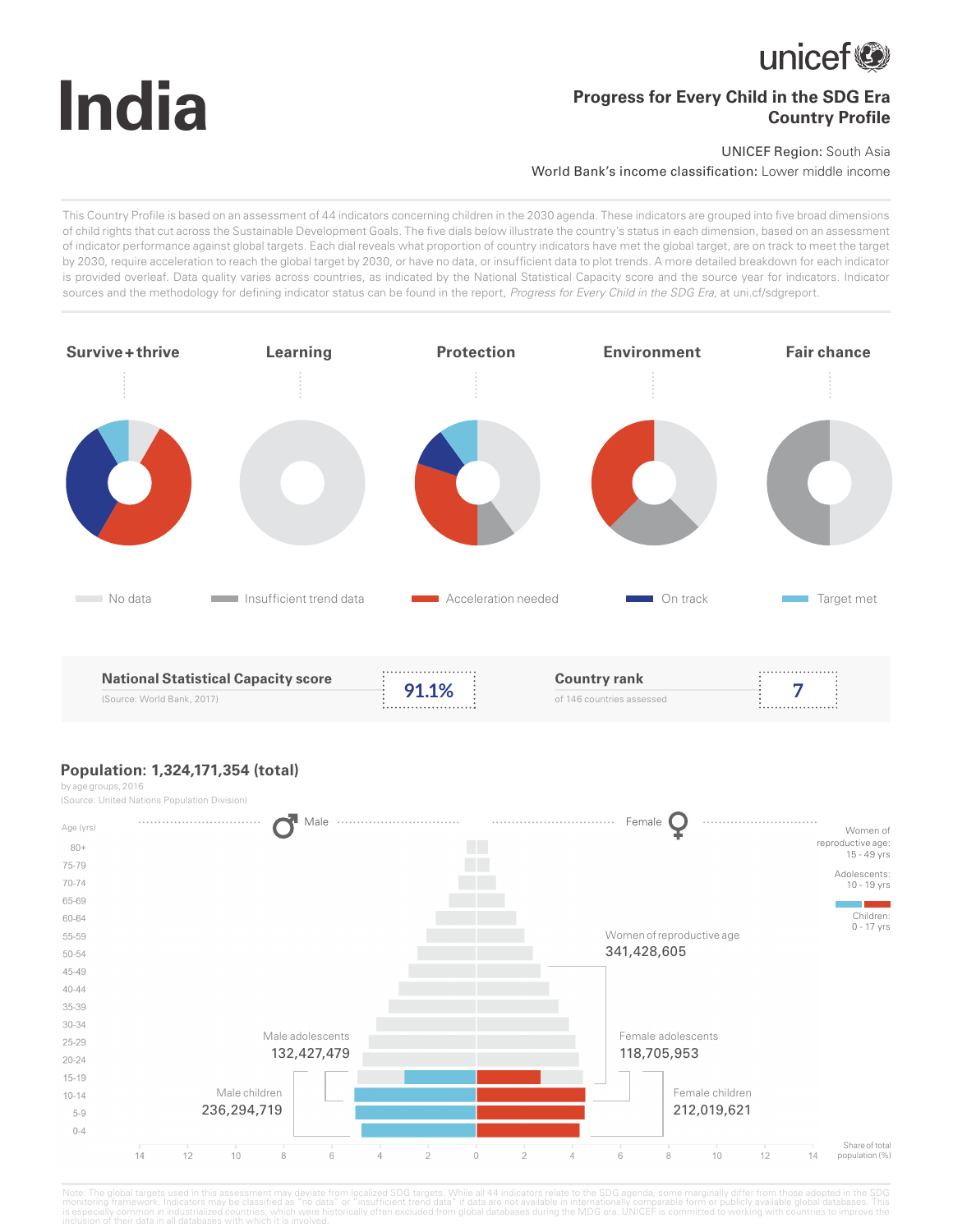# India

unicef

**Progress for Every Child in the SDG Era**
**Country Profile**

UNICEF Region: South Asia
World Bank's income classification: Lower middle income

This Country Profile is based on an assessment of 44 indicators concerning children in the 2030 agenda. These indicators are grouped into five broad dimensions of child rights that cut across the Sustainable Development Goals. The five dials below illustrate the country's status in each dimension, based on an assessment of indicator performance against global targets. Each dial reveals what proportion of country indicators have met the global target, are on track to meet the target by 2030, require acceleration to reach the global target by 2030, or have no data, or insufficient data to plot trends. A more detailed breakdown for each indicator is provided overleaf. Data quality varies across countries, as indicated by the National Statistical Capacity score and the source year for indicators. Indicator sources and the methodology for defining indicator status can be found in the report, *Progress for Every Child in the SDG Era,* at uni.cf/sdgreport.

**Survive+thrive** | **Learning** | **Protection** | **Environment** | **Fair chance**

No data | Insufficient trend data | Acceleration needed | On track | Target met

| **National Statistical Capacity score** (Source: World Bank, 2017) | **91.1%** | **Country rank** of 146 countries assessed | **7** |
|---|---|---|---|

## Population: 1,324,171,354 (total)

by age groups, 2016
(Source: United Nations Population Division)

Age (yrs): 80+, 75-79, 70-74, 65-69, 60-64, 55-59, 50-54, 45-49, 40-44, 35-39, 30-34, 25-29, 20-24, 15-19, 10-14, 5-9, 0-4

Male | Female

Women of reproductive age: 15 - 49 yrs
Adolescents: 10 - 19 yrs
Children: 0 - 17 yrs

Women of reproductive age
341,428,605

Male adolescents
132,427,479

Female adolescents
118,705,953

Male children
236,294,719

Female children
212,019,621

Share of total population (%): 14, 12, 10, 8, 6, 4, 2, 0, 2, 4, 6, 8, 10, 12, 14

Note: The global targets used in this assessment may deviate from localized SDG targets. While all 44 indicators relate to the SDG agenda, some marginally differ from those adopted in the SDG monitoring framework. Indicators may be classified as "no data" or "insufficient trend data" if data are not available in internationally comparable form or publicly available global databases. This is especially common in industrialized countries, which were historically often excluded from global databases during the MDG era. UNICEF is committed to working with countries to improve the inclusion of their data in all databases with which it is involved.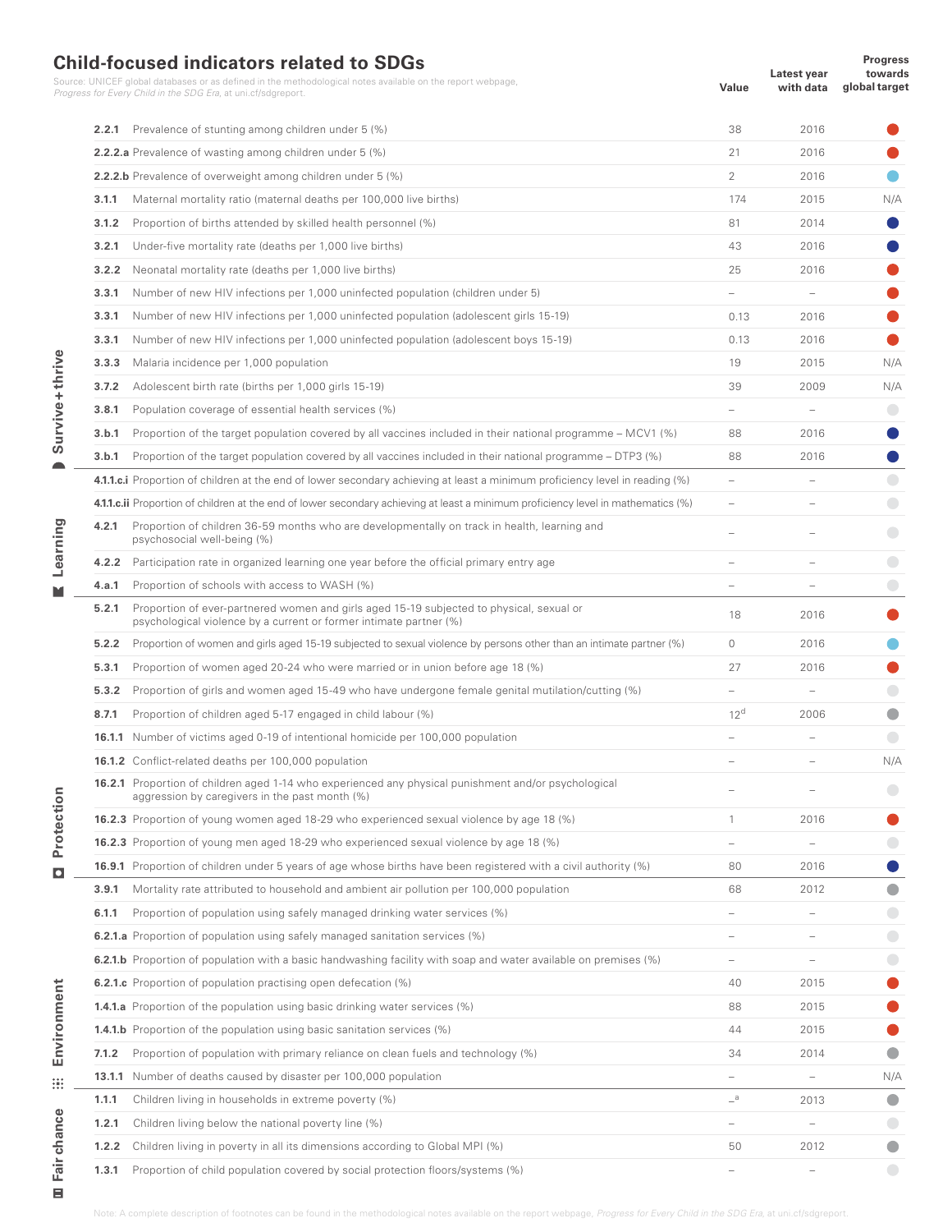## Child-focused indicators related to SDGs

Source: UNICEF global databases or as defined in the methodological notes available on the report webpage, *Progress for Every Child in the SDG Era*, at uni.cf/sdgreport.

| Domain | Indicator | Description | Value | Latest year with data | Progress towards global target |
|---|---|---|---|---|---|
| Survive + thrive | **2.2.1** | Prevalence of stunting among children under 5 (%) | 38 | 2016 | ● |
| | **2.2.2.a** | Prevalence of wasting among children under 5 (%) | 21 | 2016 | ● |
| | **2.2.2.b** | Prevalence of overweight among children under 5 (%) | 2 | 2016 | ● |
| | **3.1.1** | Maternal mortality ratio (maternal deaths per 100,000 live births) | 174 | 2015 | N/A |
| | **3.1.2** | Proportion of births attended by skilled health personnel (%) | 81 | 2014 | ● |
| | **3.2.1** | Under-five mortality rate (deaths per 1,000 live births) | 43 | 2016 | ● |
| | **3.2.2** | Neonatal mortality rate (deaths per 1,000 live births) | 25 | 2016 | ● |
| | **3.3.1** | Number of new HIV infections per 1,000 uninfected population (children under 5) | – | – | ● |
| | **3.3.1** | Number of new HIV infections per 1,000 uninfected population (adolescent girls 15-19) | 0.13 | 2016 | ● |
| | **3.3.1** | Number of new HIV infections per 1,000 uninfected population (adolescent boys 15-19) | 0.13 | 2016 | ● |
| | **3.3.3** | Malaria incidence per 1,000 population | 19 | 2015 | N/A |
| | **3.7.2** | Adolescent birth rate (births per 1,000 girls 15-19) | 39 | 2009 | N/A |
| | **3.8.1** | Population coverage of essential health services (%) | – | – | ● |
| | **3.b.1** | Proportion of the target population covered by all vaccines included in their national programme – MCV1 (%) | 88 | 2016 | ● |
| | **3.b.1** | Proportion of the target population covered by all vaccines included in their national programme – DTP3 (%) | 88 | 2016 | ● |
| Learning | **4.1.1.c.i** | Proportion of children at the end of lower secondary achieving at least a minimum proficiency level in reading (%) | – | – | ● |
| | **4.1.1.c.ii** | Proportion of children at the end of lower secondary achieving at least a minimum proficiency level in mathematics (%) | – | – | ● |
| | **4.2.1** | Proportion of children 36-59 months who are developmentally on track in health, learning and psychosocial well-being (%) | – | – | ● |
| | **4.2.2** | Participation rate in organized learning one year before the official primary entry age | – | – | ● |
| | **4.a.1** | Proportion of schools with access to WASH (%) | – | – | ● |
| Protection | **5.2.1** | Proportion of ever-partnered women and girls aged 15-19 subjected to physical, sexual or psychological violence by a current or former intimate partner (%) | 18 | 2016 | ● |
| | **5.2.2** | Proportion of women and girls aged 15-19 subjected to sexual violence by persons other than an intimate partner (%) | 0 | 2016 | ● |
| | **5.3.1** | Proportion of women aged 20-24 who were married or in union before age 18 (%) | 27 | 2016 | ● |
| | **5.3.2** | Proportion of girls and women aged 15-49 who have undergone female genital mutilation/cutting (%) | – | – | ● |
| | **8.7.1** | Proportion of children aged 5-17 engaged in child labour (%) | 12[d] | 2006 | ● |
| | **16.1.1** | Number of victims aged 0-19 of intentional homicide per 100,000 population | – | – | ● |
| | **16.1.2** | Conflict-related deaths per 100,000 population | – | – | N/A |
| | **16.2.1** | Proportion of children aged 1-14 who experienced any physical punishment and/or psychological aggression by caregivers in the past month (%) | – | – | ● |
| | **16.2.3** | Proportion of young women aged 18-29 who experienced sexual violence by age 18 (%) | 1 | 2016 | ● |
| | **16.2.3** | Proportion of young men aged 18-29 who experienced sexual violence by age 18 (%) | – | – | ● |
| | **16.9.1** | Proportion of children under 5 years of age whose births have been registered with a civil authority (%) | 80 | 2016 | ● |
| Environment | **3.9.1** | Mortality rate attributed to household and ambient air pollution per 100,000 population | 68 | 2012 | ● |
| | **6.1.1** | Proportion of population using safely managed drinking water services (%) | – | – | ● |
| | **6.2.1.a** | Proportion of population using safely managed sanitation services (%) | – | – | ● |
| | **6.2.1.b** | Proportion of population with a basic handwashing facility with soap and water available on premises (%) | – | – | ● |
| | **6.2.1.c** | Proportion of population practising open defecation (%) | 40 | 2015 | ● |
| | **1.4.1.a** | Proportion of the population using basic drinking water services (%) | 88 | 2015 | ● |
| | **1.4.1.b** | Proportion of the population using basic sanitation services (%) | 44 | 2015 | ● |
| | **7.1.2** | Proportion of population with primary reliance on clean fuels and technology (%) | 34 | 2014 | ● |
| | **13.1.1** | Number of deaths caused by disaster per 100,000 population | – | – | N/A |
| Fair chance | **1.1.1** | Children living in households in extreme poverty (%) | –[a] | 2013 | ● |
| | **1.2.1** | Children living below the national poverty line (%) | – | – | ● |
| | **1.2.2** | Children living in poverty in all its dimensions according to Global MPI (%) | 50 | 2012 | ● |
| | **1.3.1** | Proportion of child population covered by social protection floors/systems (%) | – | – | ● |

Note: A complete description of footnotes can be found in the methodological notes available on the report webpage, *Progress for Every Child in the SDG Era*, at uni.cf/sdgreport.